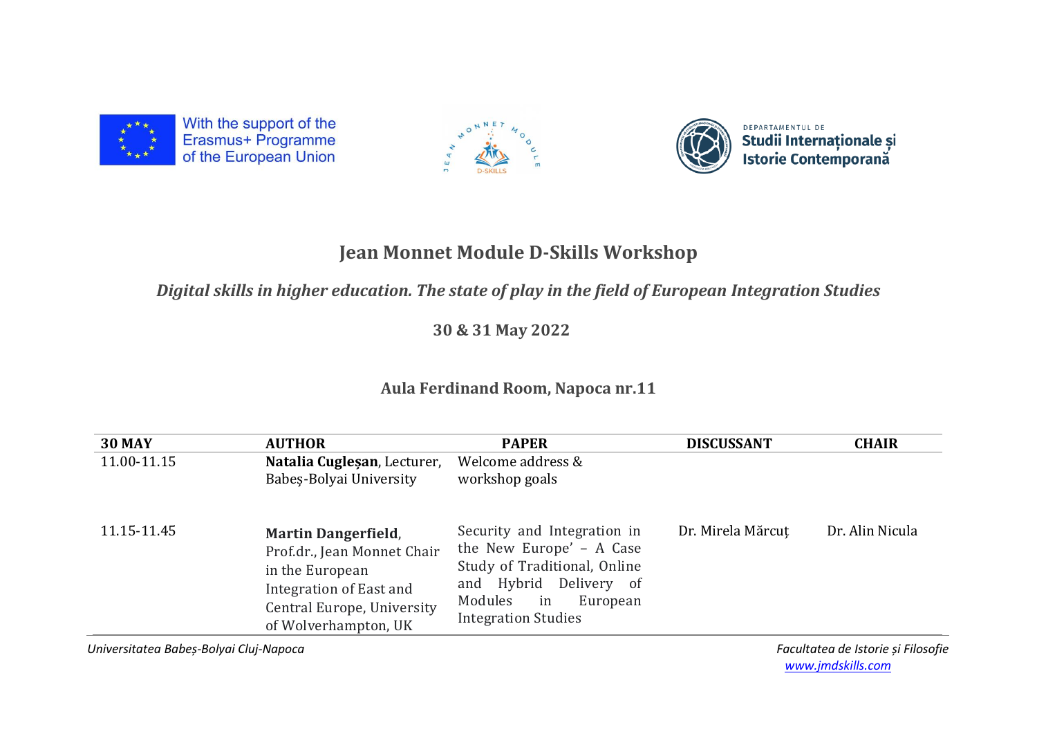With the support of the Erasmus+ Programme of the European Union

DEPARTAMENTUL DE **Studii Internaționale și Istorie Contemporană**

# Jean Monnet Module D-Skills Workshop

## *Digital skills in higher education. The state of play in the field of European Integration Studies*

### 30 & 31 May 2022

### Aula Ferdinand Room, Napoca nr.11

| 30 MAY | AUTHOR | PAPER | DISCUSSANT | CHAIR |
|---|---|---|---|---|
| 11.00-11.15 | **Natalia Cugleșan**, Lecturer, Babeș-Bolyai University | Welcome address & workshop goals | | |
| 11.15-11.45 | **Martin Dangerfield**, Prof.dr., Jean Monnet Chair in the European Integration of East and Central Europe, University of Wolverhampton, UK | Security and Integration in the New Europe' – A Case Study of Traditional, Online and Hybrid Delivery of Modules in European Integration Studies | Dr. Mirela Mărcuț | Dr. Alin Nicula |

*Universitatea Babeș-Bolyai Cluj-Napoca*

*Facultatea de Istorie și Filosofie*
*www.jmdskills.com*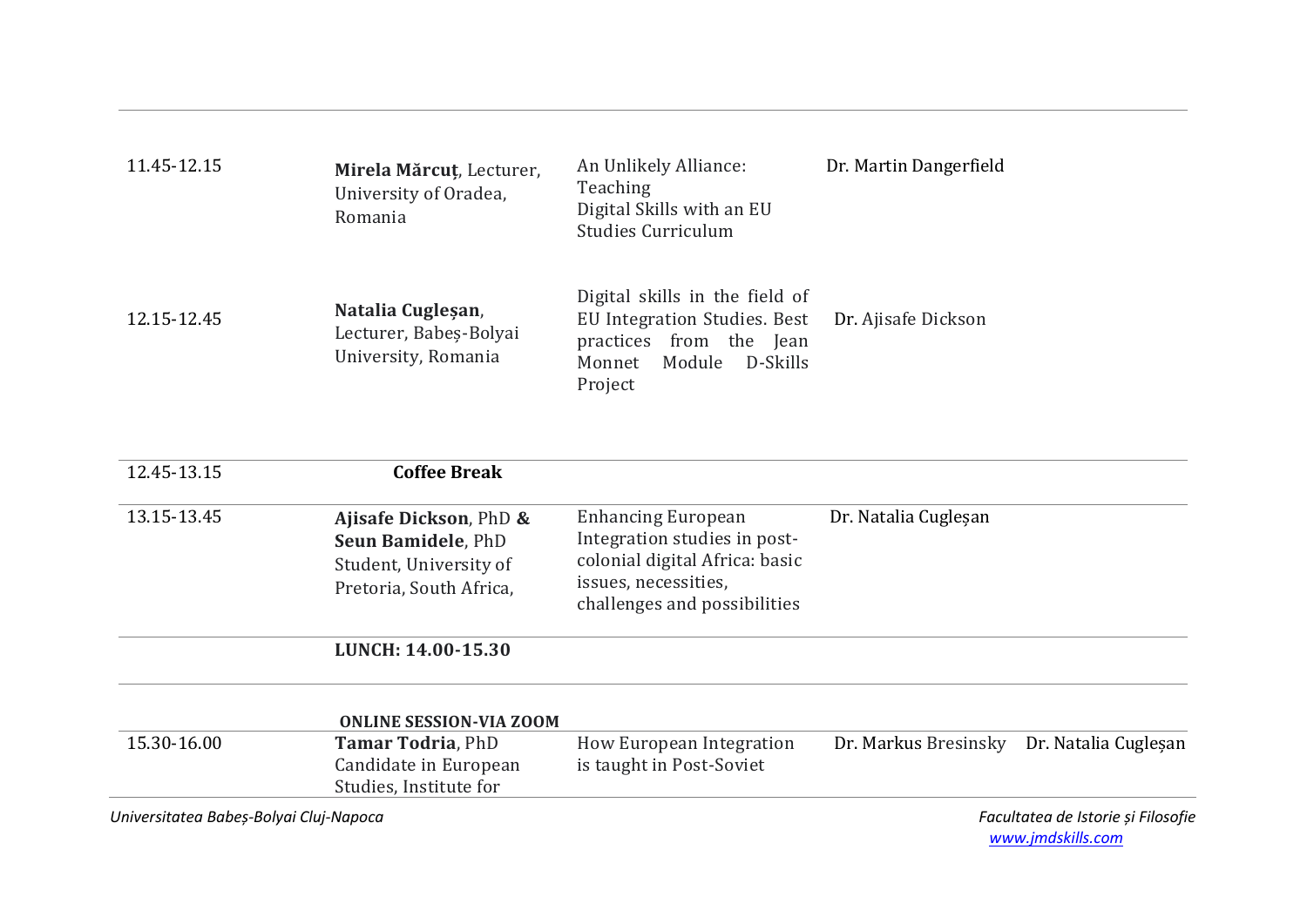| | | | | |
|---|---|---|---|---|
| 11.45-12.15 | **Mirela Mărcuț**, Lecturer, University of Oradea, Romania | An Unlikely Alliance: Teaching Digital Skills with an EU Studies Curriculum | Dr. Martin Dangerfield | |
| 12.15-12.45 | **Natalia Cugleșan**, Lecturer, Babeș-Bolyai University, Romania | Digital skills in the field of EU Integration Studies. Best practices from the Jean Monnet Module D-Skills Project | Dr. Ajisafe Dickson | |
| 12.45-13.15 | **Coffee Break** | | | |
| 13.15-13.45 | **Ajisafe Dickson**, PhD **& Seun Bamidele**, PhD Student, University of Pretoria, South Africa, | Enhancing European Integration studies in post-colonial digital Africa: basic issues, necessities, challenges and possibilities | Dr. Natalia Cugleșan | |
| | **LUNCH: 14.00-15.30** | | | |
| | **ONLINE SESSION-VIA ZOOM** | | | |
| 15.30-16.00 | **Tamar Todria**, PhD Candidate in European Studies, Institute for | How European Integration is taught in Post-Soviet | Dr. Markus Bresinsky | Dr. Natalia Cugleșan |

*Universitatea Babeș-Bolyai Cluj-Napoca* *Facultatea de Istorie și Filosofie*
*www.jmdskills.com*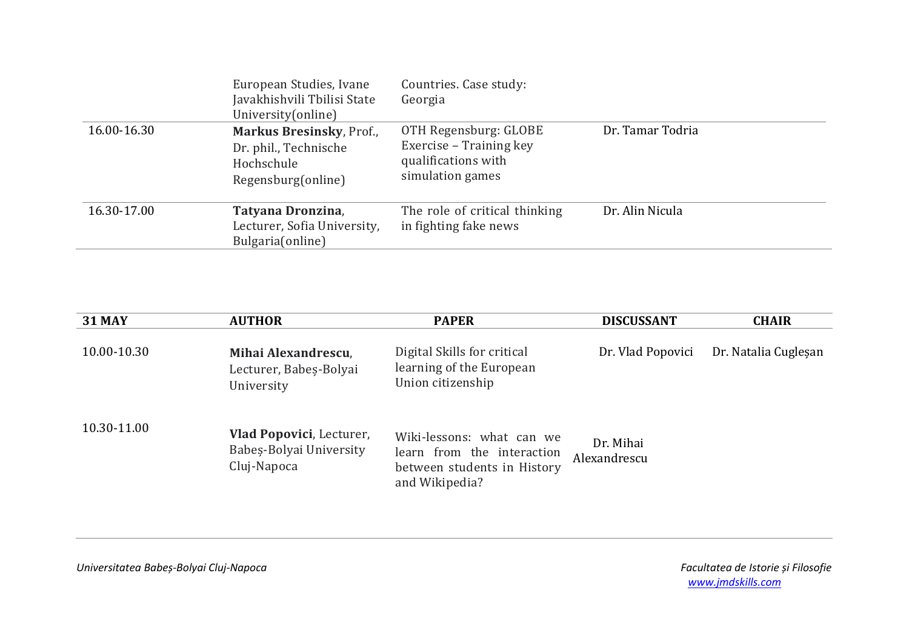| | | | | |
|---|---|---|---|---|
| | European Studies, Ivane Javakhishvili Tbilisi State University(online) | Countries. Case study: Georgia | | |
| 16.00-16.30 | **Markus Bresinsky**, Prof., Dr. phil., Technische Hochschule Regensburg(online) | OTH Regensburg: GLOBE Exercise – Training key qualifications with simulation games | Dr. Tamar Todria | |
| 16.30-17.00 | **Tatyana Dronzina**, Lecturer, Sofia University, Bulgaria(online) | The role of critical thinking in fighting fake news | Dr. Alin Nicula | |

| 31 MAY | AUTHOR | PAPER | DISCUSSANT | CHAIR |
|---|---|---|---|---|
| 10.00-10.30 | **Mihai Alexandrescu**, Lecturer, Babeș-Bolyai University | Digital Skills for critical learning of the European Union citizenship | Dr. Vlad Popovici | Dr. Natalia Cugleșan |
| 10.30-11.00 | **Vlad Popovici**, Lecturer, Babeș-Bolyai University Cluj-Napoca | Wiki-lessons: what can we learn from the interaction between students in History and Wikipedia? | Dr. Mihai Alexandrescu | |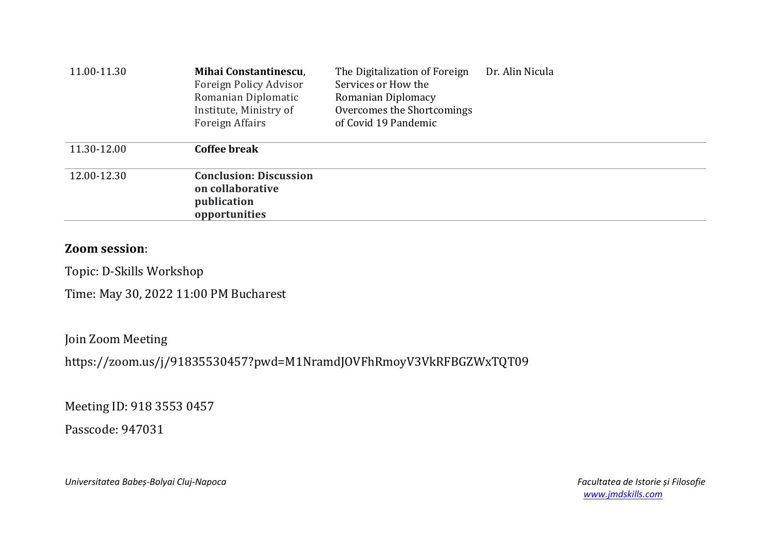| | | | |
|---|---|---|---|
| 11.00-11.30 | **Mihai Constantinescu**, Foreign Policy Advisor Romanian Diplomatic Institute, Ministry of Foreign Affairs | The Digitalization of Foreign Services or How the Romanian Diplomacy Overcomes the Shortcomings of Covid 19 Pandemic | Dr. Alin Nicula |
| 11.30-12.00 | **Coffee break** | | |
| 12.00-12.30 | **Conclusion: Discussion on collaborative publication opportunities** | | |

**Zoom session**:

Topic: D-Skills Workshop

Time: May 30, 2022 11:00 PM Bucharest

Join Zoom Meeting

https://zoom.us/j/91835530457?pwd=M1NramdJOVFhRmoyV3VkRFBGZWxTQT09

Meeting ID: 918 3553 0457

Passcode: 947031